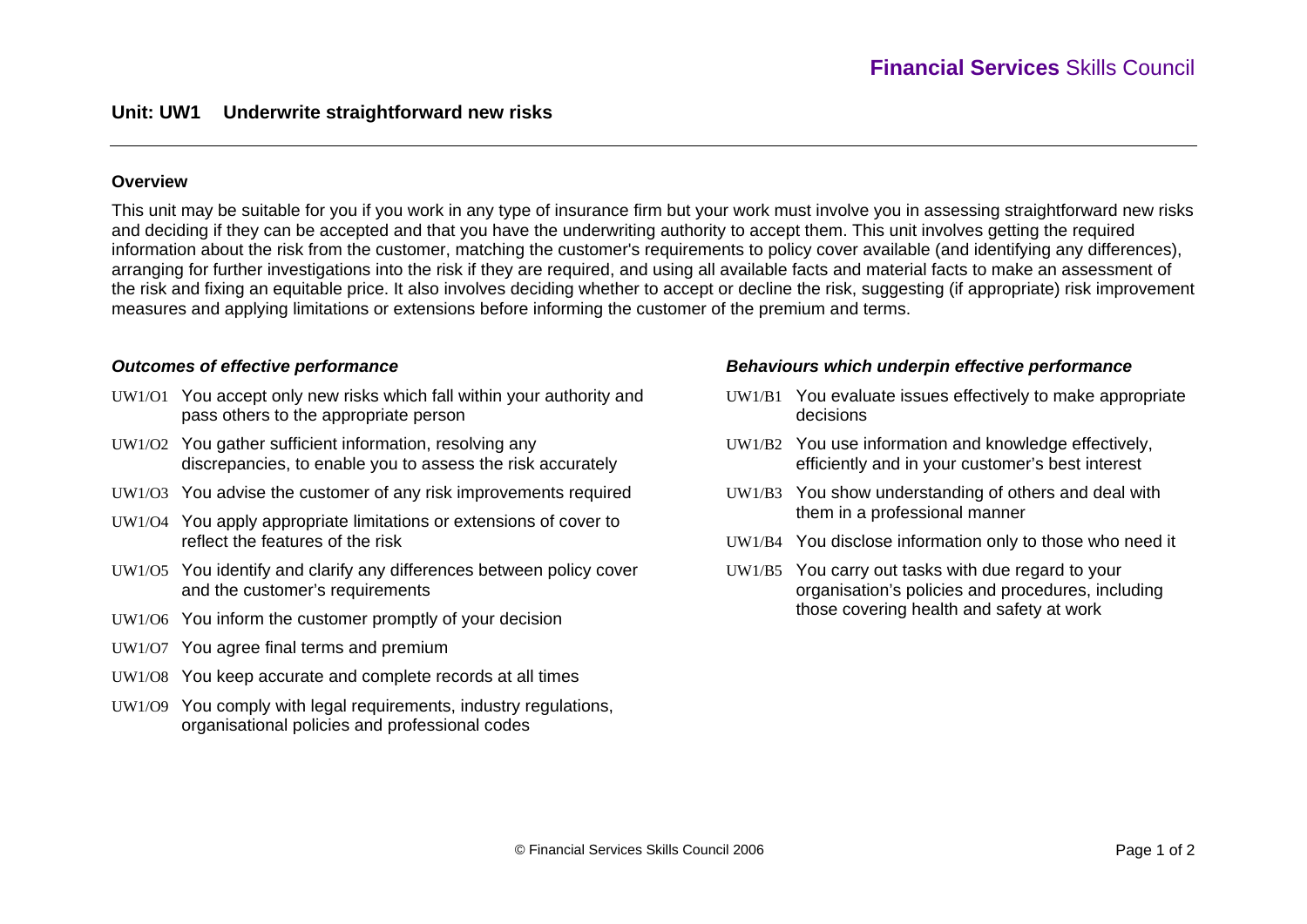Financial Services Skills Council

# Unit: UW1 Underwrite straightforward new risks

## Overview

This unit may be suitable for you if you work in any type of insurance firm but your work must involve you in assessing straightforward new risks and deciding if they can be accepted and that you have the underwriting authority to accept them. This unit involves getting the required information about the risk from the customer, matching the customer's requirements to policy cover available (and identifying any differences), arranging for further investigations into the risk if they are required, and using all available facts and material facts to make an assessment of the risk and fixing an equitable price. It also involves deciding whether to accept or decline the risk, suggesting (if appropriate) risk improvement measures and applying limitations or extensions before informing the customer of the premium and terms.

### *Outcomes of effective performance*

- UW1/O1 You accept only new risks which fall within your authority and pass others to the appropriate person
- UW1/O2 You gather sufficient information, resolving any discrepancies, to enable you to assess the risk accurately
- UW1/O3 You advise the customer of any risk improvements required
- UW1/O4 You apply appropriate limitations or extensions of cover to reflect the features of the risk
- UW1/O5 You identify and clarify any differences between policy cover and the customer's requirements
- UW1/O6 You inform the customer promptly of your decision
- UW1/O7 You agree final terms and premium
- UW1/O8 You keep accurate and complete records at all times
- UW1/O9 You comply with legal requirements, industry regulations, organisational policies and professional codes

### *Behaviours which underpin effective performance*

- UW1/B1 You evaluate issues effectively to make appropriate decisions
- UW1/B2 You use information and knowledge effectively, efficiently and in your customer's best interest
- UW1/B3 You show understanding of others and deal with them in a professional manner
- UW1/B4 You disclose information only to those who need it
- UW1/B5 You carry out tasks with due regard to your organisation's policies and procedures, including those covering health and safety at work

© Financial Services Skills Council 2006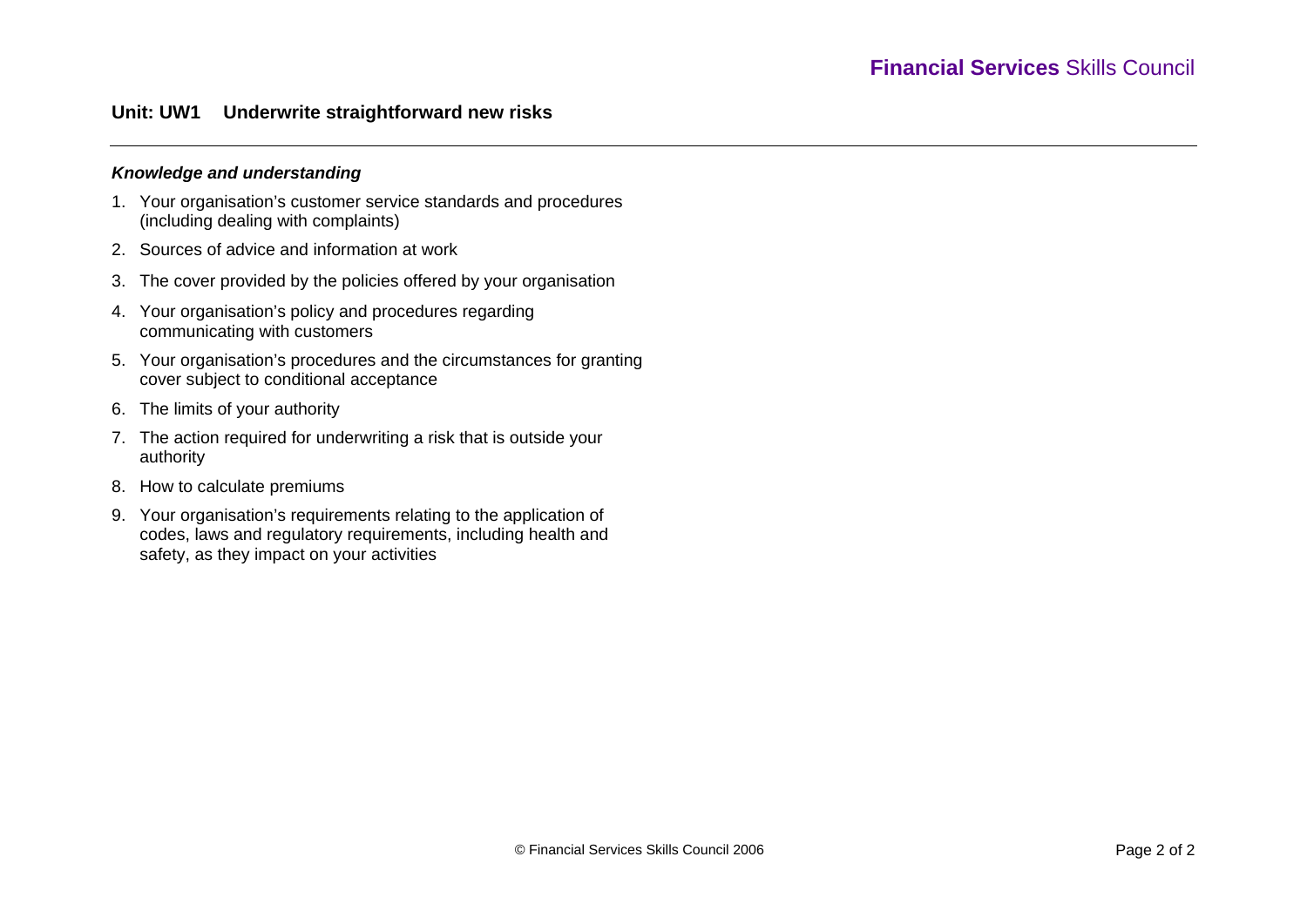## Unit: UW1 Underwrite straightforward new risks

***Knowledge and understanding***

1. Your organisation's customer service standards and procedures (including dealing with complaints)
2. Sources of advice and information at work
3. The cover provided by the policies offered by your organisation
4. Your organisation's policy and procedures regarding communicating with customers
5. Your organisation's procedures and the circumstances for granting cover subject to conditional acceptance
6. The limits of your authority
7. The action required for underwriting a risk that is outside your authority
8. How to calculate premiums
9. Your organisation's requirements relating to the application of codes, laws and regulatory requirements, including health and safety, as they impact on your activities